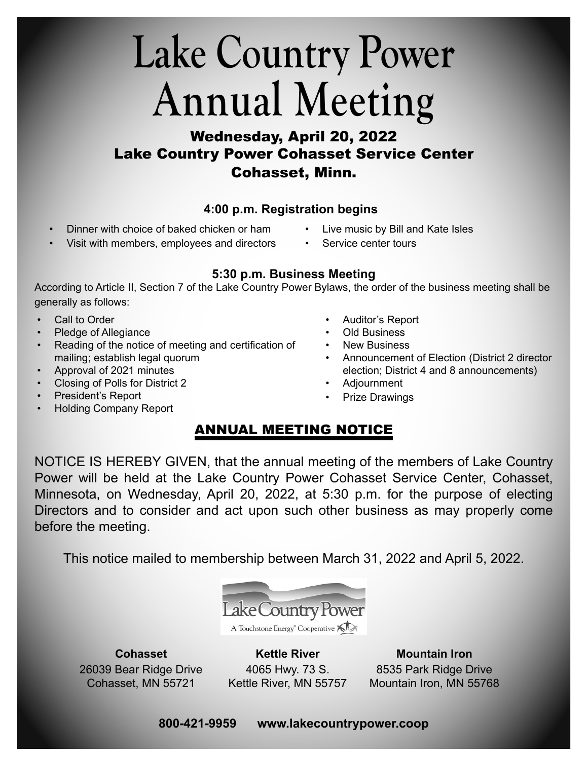# Lake Country Power Annual Meeting

## Wednesday, April 20, 2022
## Lake Country Power Cohasset Service Center
## Cohasset, Minn.

### 4:00 p.m. Registration begins

- Dinner with choice of baked chicken or ham
- Visit with members, employees and directors
- Live music by Bill and Kate Isles
- Service center tours

### 5:30 p.m. Business Meeting

According to Article II, Section 7 of the Lake Country Power Bylaws, the order of the business meeting shall be generally as follows:

- Call to Order
- Pledge of Allegiance
- Reading of the notice of meeting and certification of mailing; establish legal quorum
- Approval of 2021 minutes
- Closing of Polls for District 2
- President's Report
- Holding Company Report
- Auditor's Report
- Old Business
- New Business
- Announcement of Election (District 2 director election; District 4 and 8 announcements)
- Adjournment
- Prize Drawings

## ANNUAL MEETING NOTICE

NOTICE IS HEREBY GIVEN, that the annual meeting of the members of Lake Country Power will be held at the Lake Country Power Cohasset Service Center, Cohasset, Minnesota, on Wednesday, April 20, 2022, at 5:30 p.m. for the purpose of electing Directors and to consider and act upon such other business as may properly come before the meeting.

This notice mailed to membership between March 31, 2022 and April 5, 2022.

Lake Country Power
A Touchstone Energy® Cooperative

**Cohasset**
26039 Bear Ridge Drive
Cohasset, MN 55721

**Kettle River**
4065 Hwy. 73 S.
Kettle River, MN 55757

**Mountain Iron**
8535 Park Ridge Drive
Mountain Iron, MN 55768

**800-421-9959 www.lakecountrypower.coop**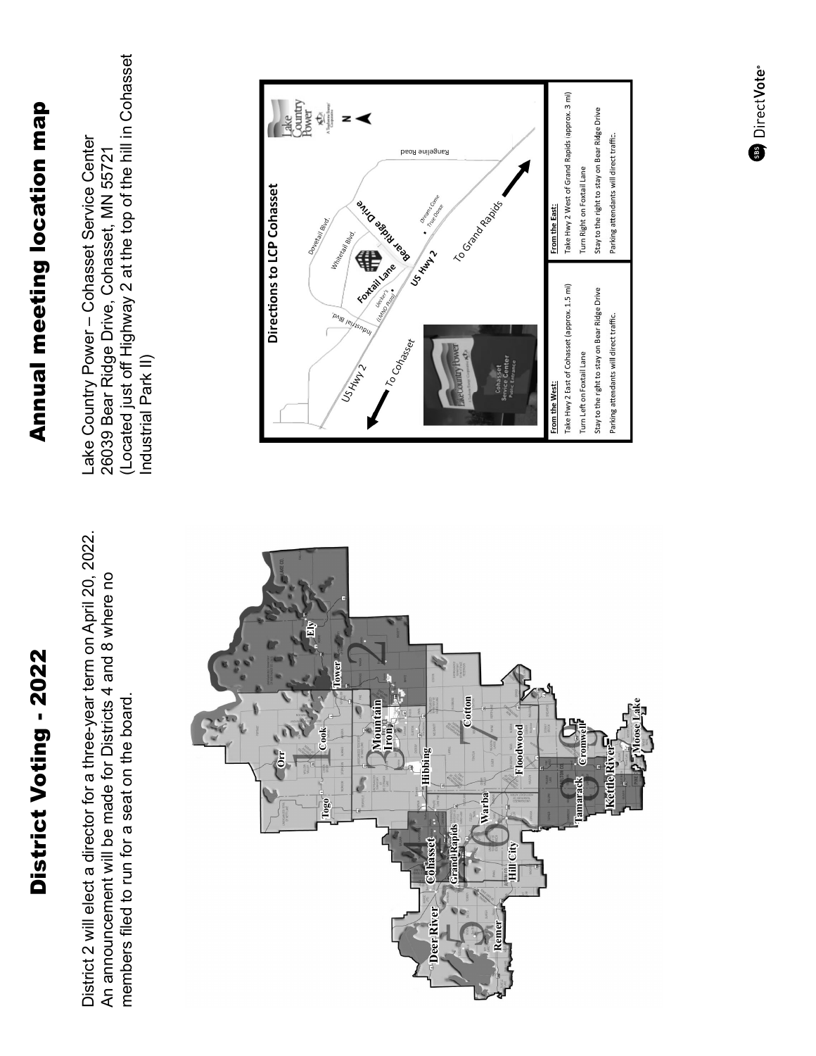# District Voting - 2022

District 2 will elect a director for a three-year term on April 20, 2022. An announcement will be made for Districts 4 and 8 where no members filed to run for a seat on the board.

Orr
Togo
Cook
Tower
Ely
Mountain Iron
Hibbing
Cotton
Floodwood
Cohasset
Grand Rapids
Warba
Hill City
Deer River
Remer
Tamarack
Cromwell
Kettle River
Moose Lake

# Annual meeting location map

Lake Country Power – Cohasset Service Center
26039 Bear Ridge Drive, Cohasset, MN 55721
(Located just off Highway 2 at the top of the hill in Cohasset Industrial Park II)

## Directions to LCP Cohasset

Dovetail Blvd.
Whitetail Blvd.
Bear Ridge Drive
Rangeline Road
Industrial Blvd.
Foxtail Lane
Lecker's (LMND Pizza)
Dreams Come True Dance
US Hwy 2
To Cohasset
To Grand Rapids

**From the West:**
Take Hwy 2 East of Cohasset (approx. 1.5 mi)
Turn Left on Foxtail Lane
Stay to the right to stay on Bear Ridge Drive
Parking attendants will direct traffic.

**From the East:**
Take Hwy 2 West of Grand Rapids (approx. 3 mi)
Turn Right on Foxtail Lane
Stay to the right to stay on Bear Ridge Drive
Parking attendants will direct traffic.